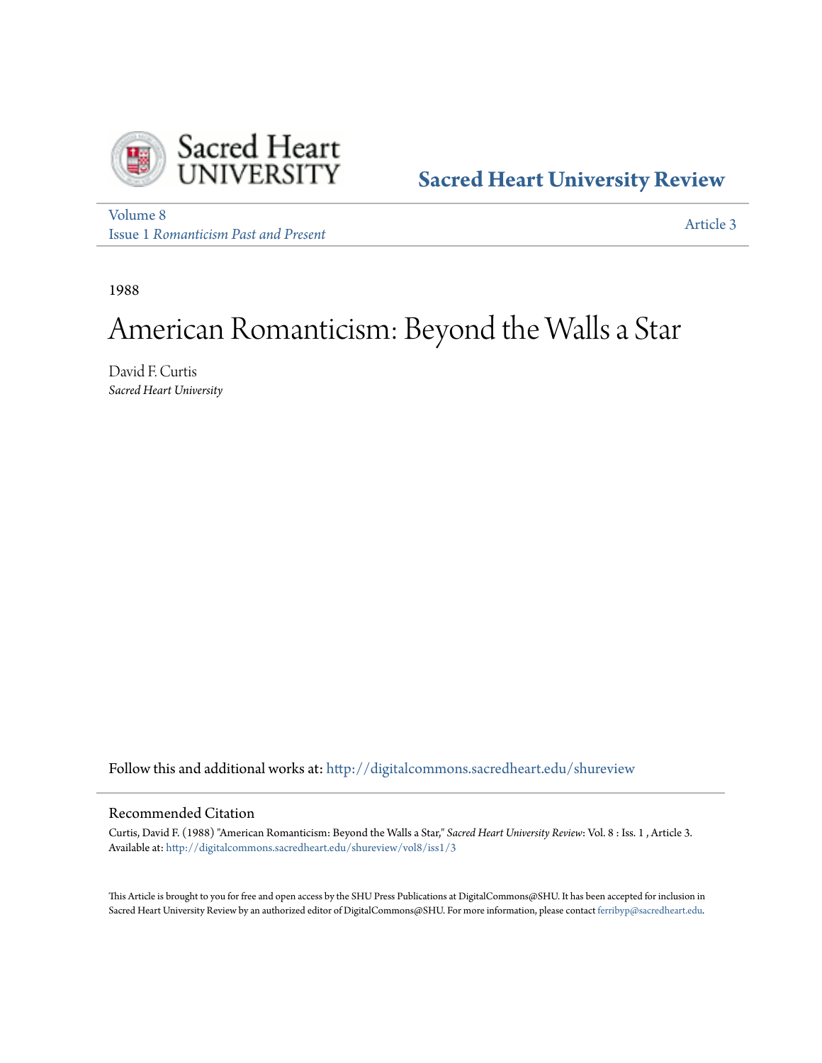Sacred Heart University

**Sacred Heart University Review**

Volume 8
Issue 1 *Romanticism Past and Present*

Article 3

1988

# American Romanticism: Beyond the Walls a Star

David F. Curtis
*Sacred Heart University*

Follow this and additional works at: http://digitalcommons.sacredheart.edu/shureview

## Recommended Citation

Curtis, David F. (1988) "American Romanticism: Beyond the Walls a Star," *Sacred Heart University Review*: Vol. 8 : Iss. 1 , Article 3.
Available at: http://digitalcommons.sacredheart.edu/shureview/vol8/iss1/3

This Article is brought to you for free and open access by the SHU Press Publications at DigitalCommons@SHU. It has been accepted for inclusion in Sacred Heart University Review by an authorized editor of DigitalCommons@SHU. For more information, please contact ferribyp@sacredheart.edu.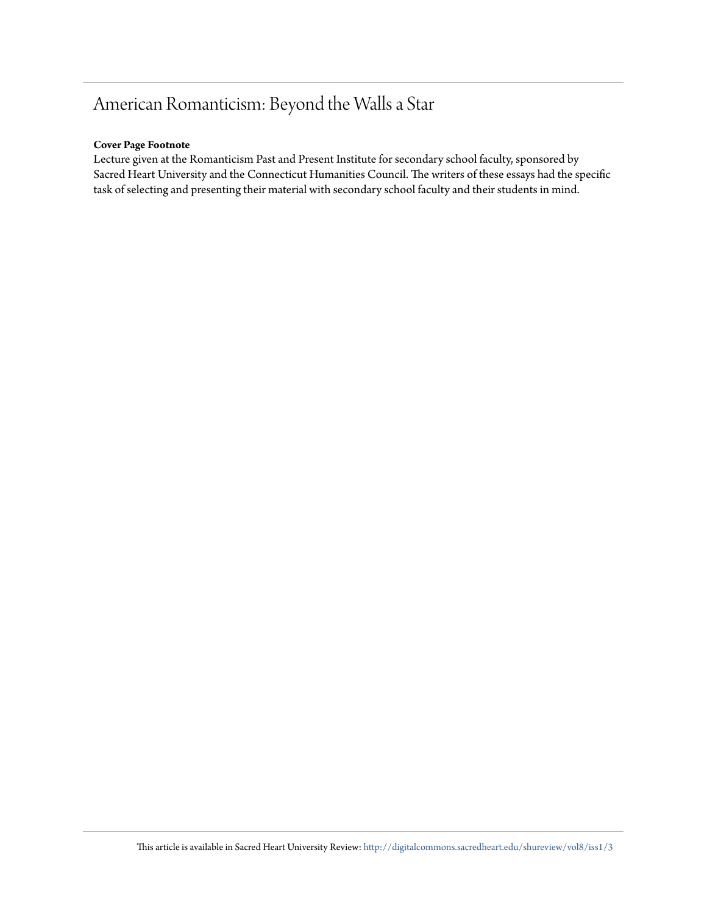# American Romanticism: Beyond the Walls a Star

**Cover Page Footnote**

Lecture given at the Romanticism Past and Present Institute for secondary school faculty, sponsored by Sacred Heart University and the Connecticut Humanities Council. The writers of these essays had the specific task of selecting and presenting their material with secondary school faculty and their students in mind.

This article is available in Sacred Heart University Review: http://digitalcommons.sacredheart.edu/shureview/vol8/iss1/3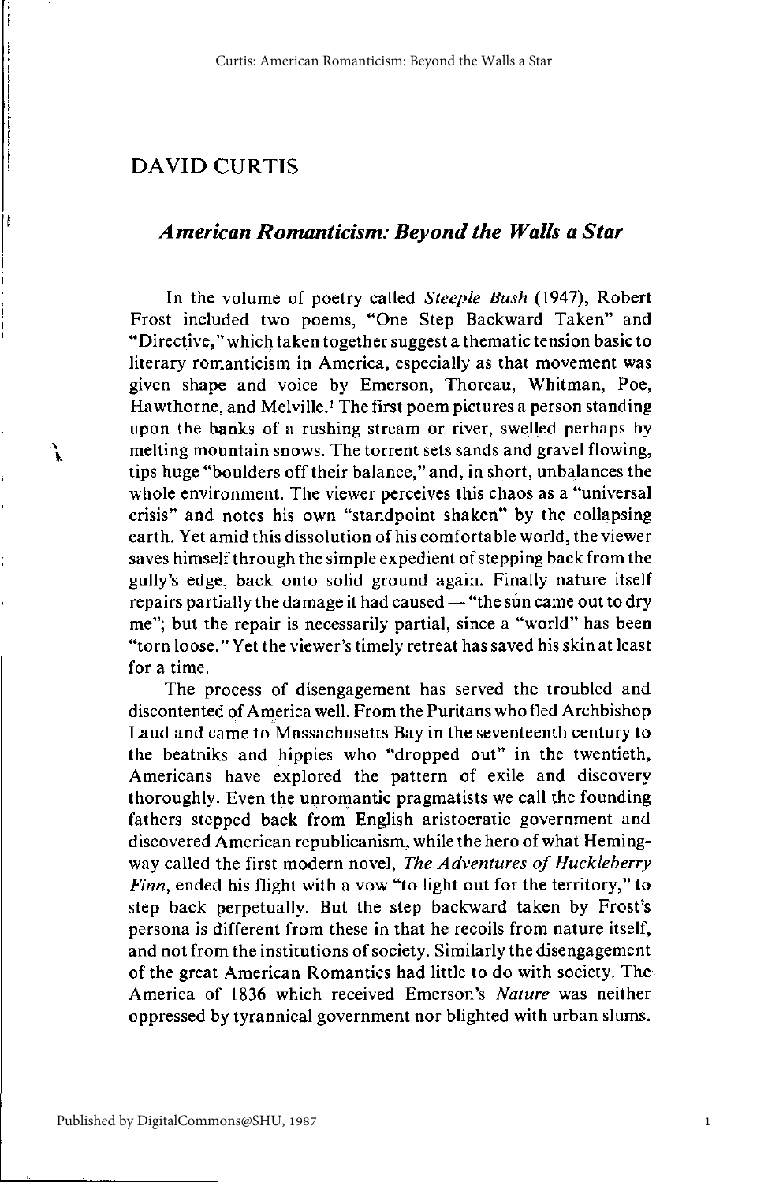## DAVID CURTIS

### *American Romanticism: Beyond the Walls a Star*

In the volume of poetry called *Steeple Bush* (1947), Robert Frost included two poems, "One Step Backward Taken" and "Directive," which taken together suggest a thematic tension basic to literary romanticism in America, especially as that movement was given shape and voice by Emerson, Thoreau, Whitman, Poe, Hawthorne, and Melville.[1] The first poem pictures a person standing upon the banks of a rushing stream or river, swelled perhaps by melting mountain snows. The torrent sets sands and gravel flowing, tips huge "boulders off their balance," and, in short, unbalances the whole environment. The viewer perceives this chaos as a "universal crisis" and notes his own "standpoint shaken" by the collapsing earth. Yet amid this dissolution of his comfortable world, the viewer saves himself through the simple expedient of stepping back from the gully's edge, back onto solid ground again. Finally nature itself repairs partially the damage it had caused — "the sun came out to dry me"; but the repair is necessarily partial, since a "world" has been "torn loose." Yet the viewer's timely retreat has saved his skin at least for a time.

The process of disengagement has served the troubled and discontented of America well. From the Puritans who fled Archbishop Laud and came to Massachusetts Bay in the seventeenth century to the beatniks and hippies who "dropped out" in the twentieth, Americans have explored the pattern of exile and discovery thoroughly. Even the unromantic pragmatists we call the founding fathers stepped back from English aristocratic government and discovered American republicanism, while the hero of what Hemingway called the first modern novel, *The Adventures of Huckleberry Finn*, ended his flight with a vow "to light out for the territory," to step back perpetually. But the step backward taken by Frost's persona is different from these in that he recoils from nature itself, and not from the institutions of society. Similarly the disengagement of the great American Romantics had little to do with society. The America of 1836 which received Emerson's *Nature* was neither oppressed by tyrannical government nor blighted with urban slums.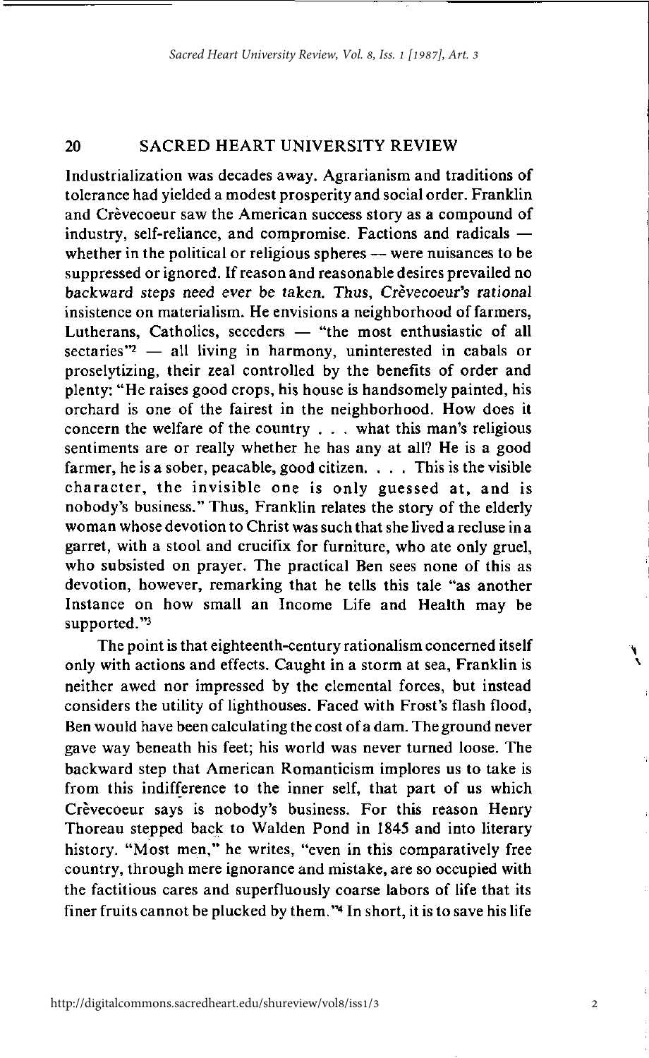Industrialization was decades away. Agrarianism and traditions of tolerance had yielded a modest prosperity and social order. Franklin and Crèvecoeur saw the American success story as a compound of industry, self-reliance, and compromise. Factions and radicals — whether in the political or religious spheres — were nuisances to be suppressed or ignored. If reason and reasonable desires prevailed no backward steps need ever be taken. Thus, Crèvecoeur's rational insistence on materialism. He envisions a neighborhood of farmers, Lutherans, Catholics, seceders — "the most enthusiastic of all sectaries"[2] — all living in harmony, uninterested in cabals or proselytizing, their zeal controlled by the benefits of order and plenty: "He raises good crops, his house is handsomely painted, his orchard is one of the fairest in the neighborhood. How does it concern the welfare of the country . . . what this man's religious sentiments are or really whether he has any at all? He is a good farmer, he is a sober, peacable, good citizen. . . . This is the visible character, the invisible one is only guessed at, and is nobody's business." Thus, Franklin relates the story of the elderly woman whose devotion to Christ was such that she lived a recluse in a garret, with a stool and crucifix for furniture, who ate only gruel, who subsisted on prayer. The practical Ben sees none of this as devotion, however, remarking that he tells this tale "as another Instance on how small an Income Life and Health may be supported."[3]

The point is that eighteenth-century rationalism concerned itself only with actions and effects. Caught in a storm at sea, Franklin is neither awed nor impressed by the elemental forces, but instead considers the utility of lighthouses. Faced with Frost's flash flood, Ben would have been calculating the cost of a dam. The ground never gave way beneath his feet; his world was never turned loose. The backward step that American Romanticism implores us to take is from this indifference to the inner self, that part of us which Crèvecoeur says is nobody's business. For this reason Henry Thoreau stepped back to Walden Pond in 1845 and into literary history. "Most men," he writes, "even in this comparatively free country, through mere ignorance and mistake, are so occupied with the factitious cares and superfluously coarse labors of life that its finer fruits cannot be plucked by them."[4] In short, it is to save his life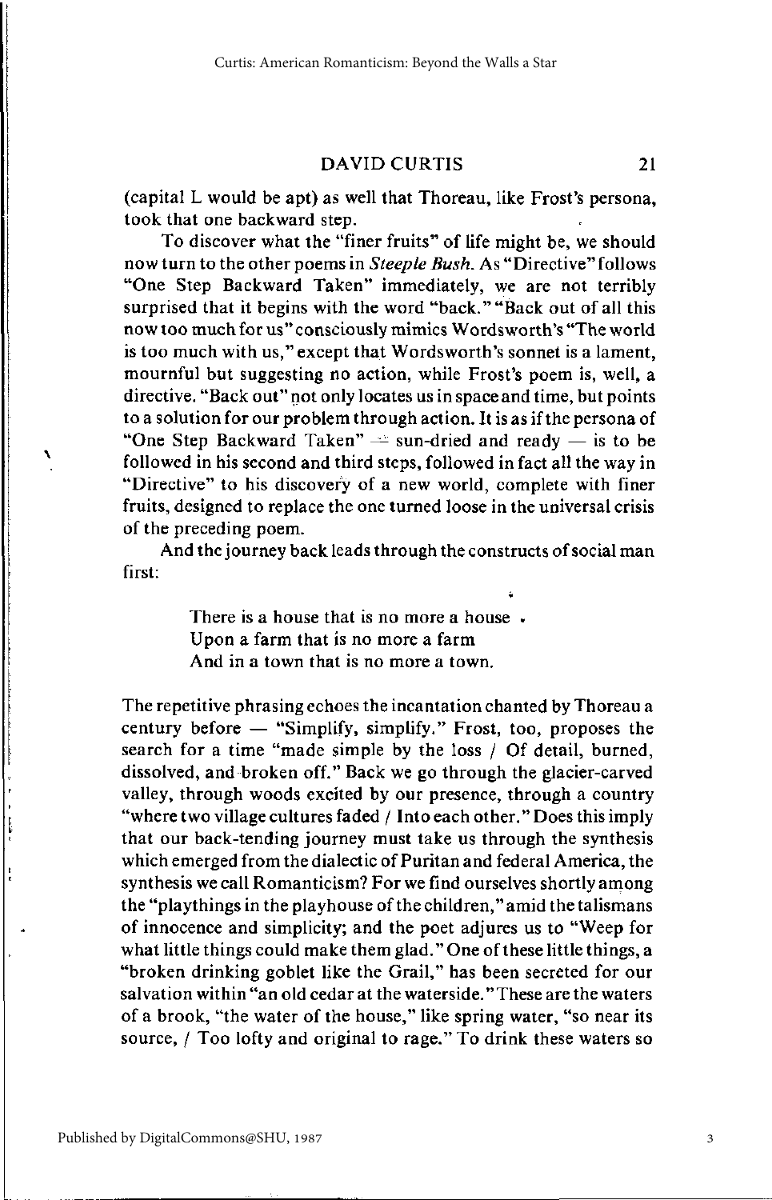(capital L would be apt) as well that Thoreau, like Frost's persona, took that one backward step.

To discover what the "finer fruits" of life might be, we should now turn to the other poems in *Steeple Bush*. As "Directive" follows "One Step Backward Taken" immediately, we are not terribly surprised that it begins with the word "back." "Back out of all this now too much for us" consciously mimics Wordsworth's "The world is too much with us," except that Wordsworth's sonnet is a lament, mournful but suggesting no action, while Frost's poem is, well, a directive. "Back out" not only locates us in space and time, but points to a solution for our problem through action. It is as if the persona of "One Step Backward Taken" — sun-dried and ready — is to be followed in his second and third steps, followed in fact all the way in "Directive" to his discovery of a new world, complete with finer fruits, designed to replace the one turned loose in the universal crisis of the preceding poem.

And the journey back leads through the constructs of social man first:

> There is a house that is no more a house
> Upon a farm that is no more a farm
> And in a town that is no more a town.

The repetitive phrasing echoes the incantation chanted by Thoreau a century before — "Simplify, simplify." Frost, too, proposes the search for a time "made simple by the loss / Of detail, burned, dissolved, and broken off." Back we go through the glacier-carved valley, through woods excited by our presence, through a country "where two village cultures faded / Into each other." Does this imply that our back-tending journey must take us through the synthesis which emerged from the dialectic of Puritan and federal America, the synthesis we call Romanticism? For we find ourselves shortly among the "playthings in the playhouse of the children," amid the talismans of innocence and simplicity; and the poet adjures us to "Weep for what little things could make them glad." One of these little things, a "broken drinking goblet like the Grail," has been secreted for our salvation within "an old cedar at the waterside." These are the waters of a brook, "the water of the house," like spring water, "so near its source, / Too lofty and original to rage." To drink these waters so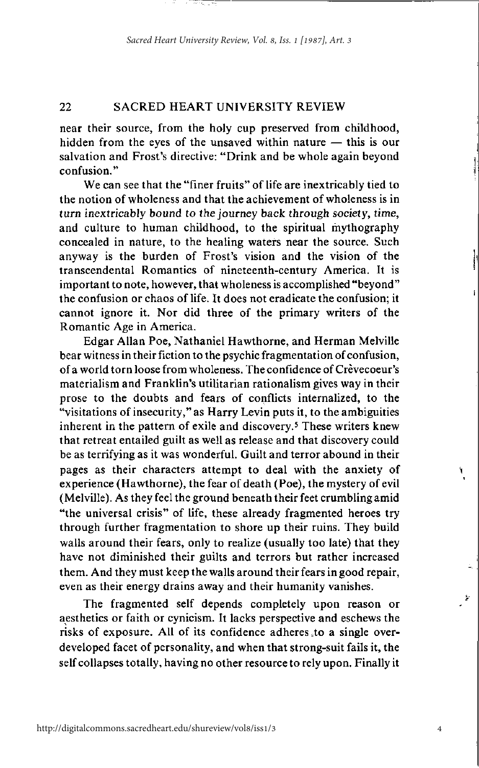near their source, from the holy cup preserved from childhood, hidden from the eyes of the unsaved within nature — this is our salvation and Frost's directive: "Drink and be whole again beyond confusion."

We can see that the "finer fruits" of life are inextricably tied to the notion of wholeness and that the achievement of wholeness is in turn inextricably bound to the journey back through society, time, and culture to human childhood, to the spiritual mythography concealed in nature, to the healing waters near the source. Such anyway is the burden of Frost's vision and the vision of the transcendental Romantics of nineteenth-century America. It is important to note, however, that wholeness is accomplished "beyond" the confusion or chaos of life. It does not eradicate the confusion; it cannot ignore it. Nor did three of the primary writers of the Romantic Age in America.

Edgar Allan Poe, Nathaniel Hawthorne, and Herman Melville bear witness in their fiction to the psychic fragmentation of confusion, of a world torn loose from wholeness. The confidence of Crèvecoeur's materialism and Franklin's utilitarian rationalism gives way in their prose to the doubts and fears of conflicts internalized, to the "visitations of insecurity," as Harry Levin puts it, to the ambiguities inherent in the pattern of exile and discovery.[5] These writers knew that retreat entailed guilt as well as release and that discovery could be as terrifying as it was wonderful. Guilt and terror abound in their pages as their characters attempt to deal with the anxiety of experience (Hawthorne), the fear of death (Poe), the mystery of evil (Melville). As they feel the ground beneath their feet crumbling amid "the universal crisis" of life, these already fragmented heroes try through further fragmentation to shore up their ruins. They build walls around their fears, only to realize (usually too late) that they have not diminished their guilts and terrors but rather increased them. And they must keep the walls around their fears in good repair, even as their energy drains away and their humanity vanishes.

The fragmented self depends completely upon reason or aesthetics or faith or cynicism. It lacks perspective and eschews the risks of exposure. All of its confidence adheres to a single over-developed facet of personality, and when that strong-suit fails it, the self collapses totally, having no other resource to rely upon. Finally it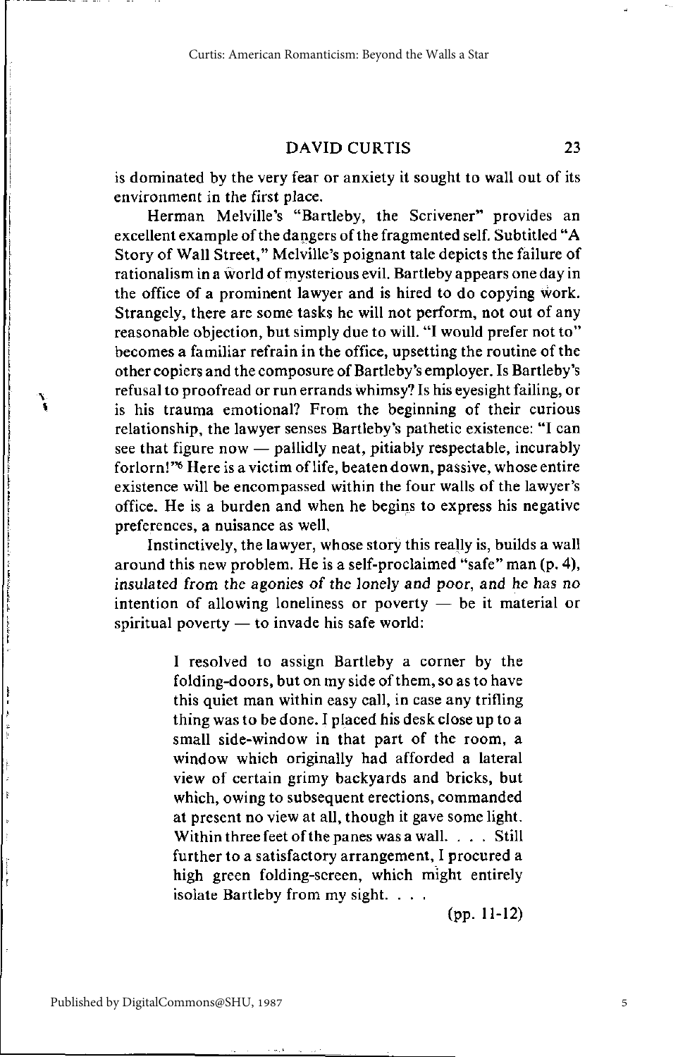is dominated by the very fear or anxiety it sought to wall out of its environment in the first place.

Herman Melville's "Bartleby, the Scrivener" provides an excellent example of the dangers of the fragmented self. Subtitled "A Story of Wall Street," Melville's poignant tale depicts the failure of rationalism in a world of mysterious evil. Bartleby appears one day in the office of a prominent lawyer and is hired to do copying work. Strangely, there are some tasks he will not perform, not out of any reasonable objection, but simply due to will. "I would prefer not to" becomes a familiar refrain in the office, upsetting the routine of the other copiers and the composure of Bartleby's employer. Is Bartleby's refusal to proofread or run errands whimsy? Is his eyesight failing, or is his trauma emotional? From the beginning of their curious relationship, the lawyer senses Bartleby's pathetic existence: "I can see that figure now — pallidly neat, pitiably respectable, incurably forlorn!"[6] Here is a victim of life, beaten down, passive, whose entire existence will be encompassed within the four walls of the lawyer's office. He is a burden and when he begins to express his negative preferences, a nuisance as well.

Instinctively, the lawyer, whose story this really is, builds a wall around this new problem. He is a self-proclaimed "safe" man (p. 4), insulated from the agonies of the lonely and poor, and he has no intention of allowing loneliness or poverty — be it material or spiritual poverty — to invade his safe world:

> I resolved to assign Bartleby a corner by the folding-doors, but on my side of them, so as to have this quiet man within easy call, in case any trifling thing was to be done. I placed his desk close up to a small side-window in that part of the room, a window which originally had afforded a lateral view of certain grimy backyards and bricks, but which, owing to subsequent erections, commanded at present no view at all, though it gave some light. Within three feet of the panes was a wall. . . . Still further to a satisfactory arrangement, I procured a high green folding-screen, which might entirely isolate Bartleby from my sight. . . .
>
> (pp. 11-12)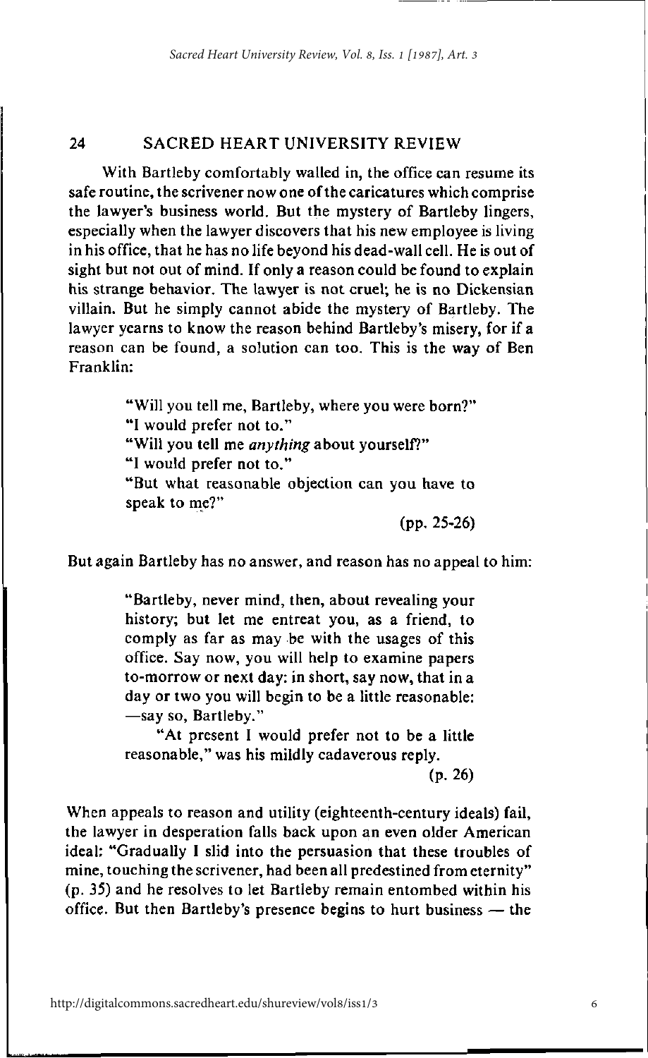With Bartleby comfortably walled in, the office can resume its safe routine, the scrivener now one of the caricatures which comprise the lawyer's business world. But the mystery of Bartleby lingers, especially when the lawyer discovers that his new employee is living in his office, that he has no life beyond his dead-wall cell. He is out of sight but not out of mind. If only a reason could be found to explain his strange behavior. The lawyer is not cruel; he is no Dickensian villain. But he simply cannot abide the mystery of Bartleby. The lawyer yearns to know the reason behind Bartleby's misery, for if a reason can be found, a solution can too. This is the way of Ben Franklin:

> "Will you tell me, Bartleby, where you were born?"
> "I would prefer not to."
> "Will you tell me *anything* about yourself?"
> "I would prefer not to."
> "But what reasonable objection can you have to speak to me?"
>
> (pp. 25-26)

But again Bartleby has no answer, and reason has no appeal to him:

> "Bartleby, never mind, then, about revealing your history; but let me entreat you, as a friend, to comply as far as may be with the usages of this office. Say now, you will help to examine papers to-morrow or next day: in short, say now, that in a day or two you will begin to be a little reasonable: —say so, Bartleby."
>
> "At present I would prefer not to be a little reasonable," was his mildly cadaverous reply.
>
> (p. 26)

When appeals to reason and utility (eighteenth-century ideals) fail, the lawyer in desperation falls back upon an even older American ideal: "Gradually I slid into the persuasion that these troubles of mine, touching the scrivener, had been all predestined from eternity" (p. 35) and he resolves to let Bartleby remain entombed within his office. But then Bartleby's presence begins to hurt business — the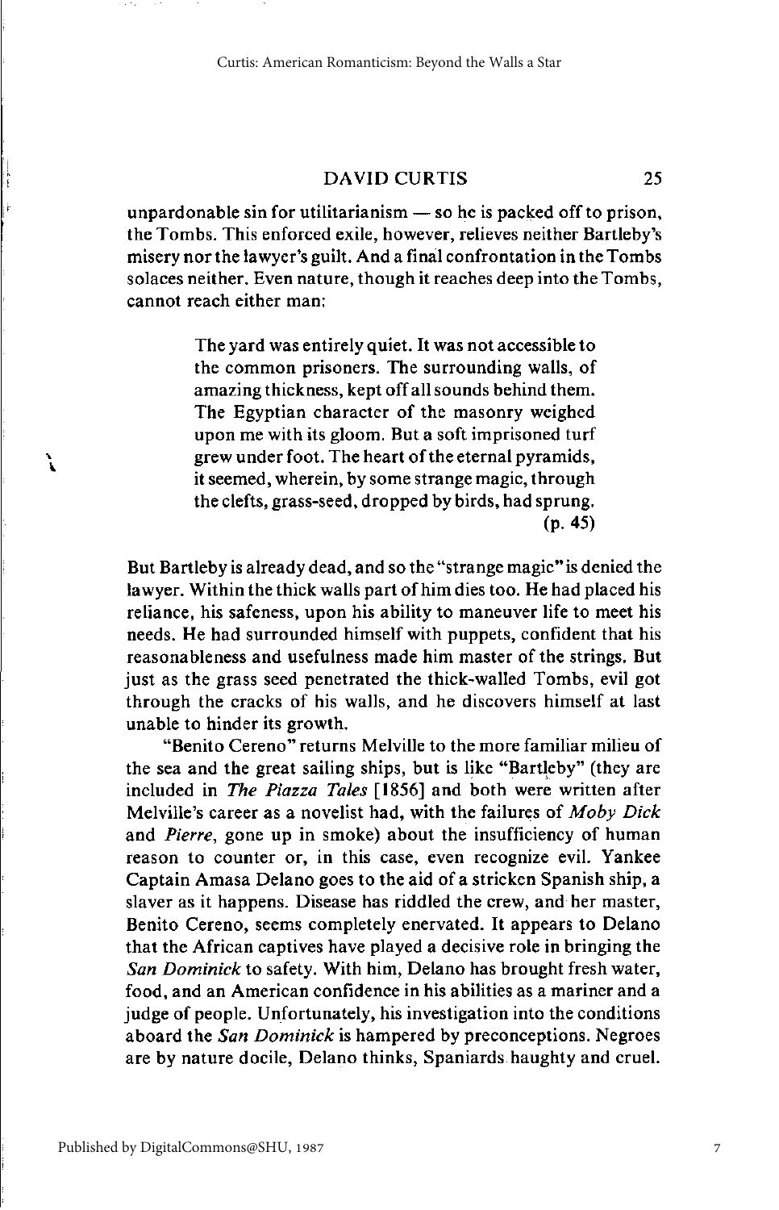unpardonable sin for utilitarianism — so he is packed off to prison, the Tombs. This enforced exile, however, relieves neither Bartleby's misery nor the lawyer's guilt. And a final confrontation in the Tombs solaces neither. Even nature, though it reaches deep into the Tombs, cannot reach either man:

> The yard was entirely quiet. It was not accessible to the common prisoners. The surrounding walls, of amazing thickness, kept off all sounds behind them. The Egyptian character of the masonry weighed upon me with its gloom. But a soft imprisoned turf grew under foot. The heart of the eternal pyramids, it seemed, wherein, by some strange magic, through the clefts, grass-seed, dropped by birds, had sprung. (p. 45)

But Bartleby is already dead, and so the "strange magic" is denied the lawyer. Within the thick walls part of him dies too. He had placed his reliance, his safeness, upon his ability to maneuver life to meet his needs. He had surrounded himself with puppets, confident that his reasonableness and usefulness made him master of the strings. But just as the grass seed penetrated the thick-walled Tombs, evil got through the cracks of his walls, and he discovers himself at last unable to hinder its growth.

"Benito Cereno" returns Melville to the more familiar milieu of the sea and the great sailing ships, but is like "Bartleby" (they are included in *The Piazza Tales* [1856] and both were written after Melville's career as a novelist had, with the failures of *Moby Dick* and *Pierre*, gone up in smoke) about the insufficiency of human reason to counter or, in this case, even recognize evil. Yankee Captain Amasa Delano goes to the aid of a stricken Spanish ship, a slaver as it happens. Disease has riddled the crew, and her master, Benito Cereno, seems completely enervated. It appears to Delano that the African captives have played a decisive role in bringing the *San Dominick* to safety. With him, Delano has brought fresh water, food, and an American confidence in his abilities as a mariner and a judge of people. Unfortunately, his investigation into the conditions aboard the *San Dominick* is hampered by preconceptions. Negroes are by nature docile, Delano thinks, Spaniards haughty and cruel.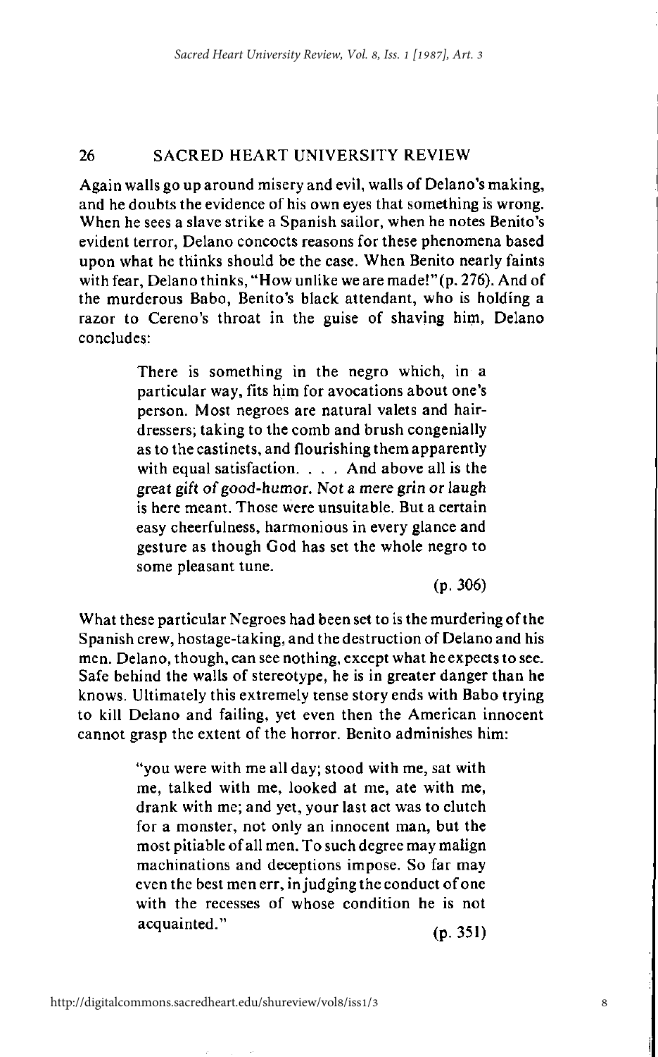Again walls go up around misery and evil, walls of Delano's making, and he doubts the evidence of his own eyes that something is wrong. When he sees a slave strike a Spanish sailor, when he notes Benito's evident terror, Delano concocts reasons for these phenomena based upon what he thinks should be the case. When Benito nearly faints with fear, Delano thinks, "How unlike we are made!" (p. 276). And of the murderous Babo, Benito's black attendant, who is holding a razor to Cereno's throat in the guise of shaving him, Delano concludes:

> There is something in the negro which, in a particular way, fits him for avocations about one's person. Most negroes are natural valets and hairdressers; taking to the comb and brush congenially as to the castinets, and flourishing them apparently with equal satisfaction. . . . And above all is the great gift of good-humor. Not a mere grin or laugh is here meant. Those were unsuitable. But a certain easy cheerfulness, harmonious in every glance and gesture as though God has set the whole negro to some pleasant tune.
>
> (p. 306)

What these particular Negroes had been set to is the murdering of the Spanish crew, hostage-taking, and the destruction of Delano and his men. Delano, though, can see nothing, except what he expects to see. Safe behind the walls of stereotype, he is in greater danger than he knows. Ultimately this extremely tense story ends with Babo trying to kill Delano and failing, yet even then the American innocent cannot grasp the extent of the horror. Benito adminishes him:

> "you were with me all day; stood with me, sat with me, talked with me, looked at me, ate with me, drank with me; and yet, your last act was to clutch for a monster, not only an innocent man, but the most pitiable of all men. To such degree may malign machinations and deceptions impose. So far may even the best men err, in judging the conduct of one with the recesses of whose condition he is not acquainted."
>
> (p. 351)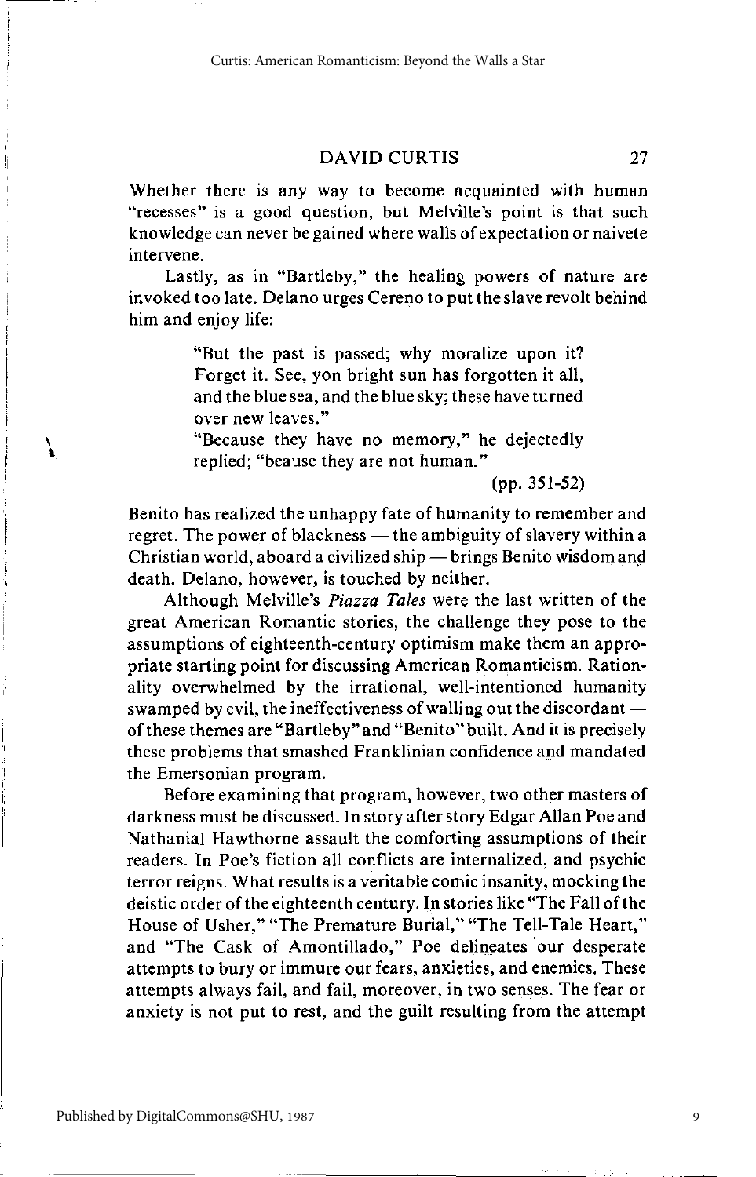Whether there is any way to become acquainted with human "recesses" is a good question, but Melville's point is that such knowledge can never be gained where walls of expectation or naivete intervene.

Lastly, as in "Bartleby," the healing powers of nature are invoked too late. Delano urges Cereno to put the slave revolt behind him and enjoy life:

> "But the past is passed; why moralize upon it? Forget it. See, yon bright sun has forgotten it all, and the blue sea, and the blue sky; these have turned over new leaves."
>
> "Because they have no memory," he dejectedly replied; "beause they are not human."
>
> (pp. 351-52)

Benito has realized the unhappy fate of humanity to remember and regret. The power of blackness — the ambiguity of slavery within a Christian world, aboard a civilized ship — brings Benito wisdom and death. Delano, however, is touched by neither.

Although Melville's *Piazza Tales* were the last written of the great American Romantic stories, the challenge they pose to the assumptions of eighteenth-century optimism make them an appropriate starting point for discussing American Romanticism. Rationality overwhelmed by the irrational, well-intentioned humanity swamped by evil, the ineffectiveness of walling out the discordant — of these themes are "Bartleby" and "Benito" built. And it is precisely these problems that smashed Franklinian confidence and mandated the Emersonian program.

Before examining that program, however, two other masters of darkness must be discussed. In story after story Edgar Allan Poe and Nathanial Hawthorne assault the comforting assumptions of their readers. In Poe's fiction all conflicts are internalized, and psychic terror reigns. What results is a veritable comic insanity, mocking the deistic order of the eighteenth century. In stories like "The Fall of the House of Usher," "The Premature Burial," "The Tell-Tale Heart," and "The Cask of Amontillado," Poe delineates our desperate attempts to bury or immure our fears, anxieties, and enemies. These attempts always fail, and fail, moreover, in two senses. The fear or anxiety is not put to rest, and the guilt resulting from the attempt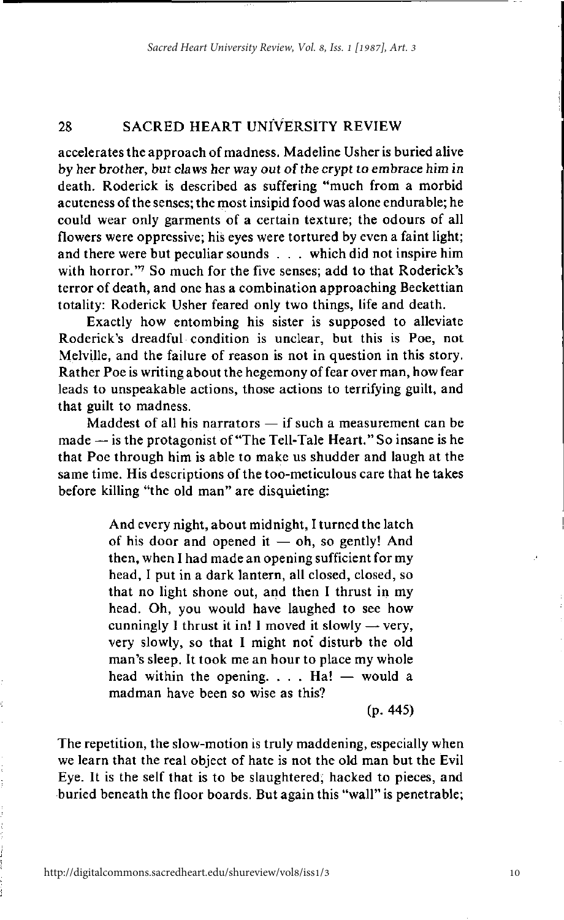accelerates the approach of madness. Madeline Usher is buried alive by her brother, but claws her way out of the crypt to embrace him in death. Roderick is described as suffering "much from a morbid acuteness of the senses; the most insipid food was alone endurable; he could wear only garments of a certain texture; the odours of all flowers were oppressive; his eyes were tortured by even a faint light; and there were but peculiar sounds . . . which did not inspire him with horror."[7] So much for the five senses; add to that Roderick's terror of death, and one has a combination approaching Beckettian totality: Roderick Usher feared only two things, life and death.

Exactly how entombing his sister is supposed to alleviate Roderick's dreadful condition is unclear, but this is Poe, not Melville, and the failure of reason is not in question in this story. Rather Poe is writing about the hegemony of fear over man, how fear leads to unspeakable actions, those actions to terrifying guilt, and that guilt to madness.

Maddest of all his narrators — if such a measurement can be made — is the protagonist of "The Tell-Tale Heart." So insane is he that Poe through him is able to make us shudder and laugh at the same time. His descriptions of the too-meticulous care that he takes before killing "the old man" are disquieting:

> And every night, about midnight, I turned the latch of his door and opened it — oh, so gently! And then, when I had made an opening sufficient for my head, I put in a dark lantern, all closed, closed, so that no light shone out, and then I thrust in my head. Oh, you would have laughed to see how cunningly I thrust it in! I moved it slowly — very, very slowly, so that I might not disturb the old man's sleep. It took me an hour to place my whole head within the opening. . . . Ha! — would a madman have been so wise as this?
>
> (p. 445)

The repetition, the slow-motion is truly maddening, especially when we learn that the real object of hate is not the old man but the Evil Eye. It is the self that is to be slaughtered, hacked to pieces, and buried beneath the floor boards. But again this "wall" is penetrable;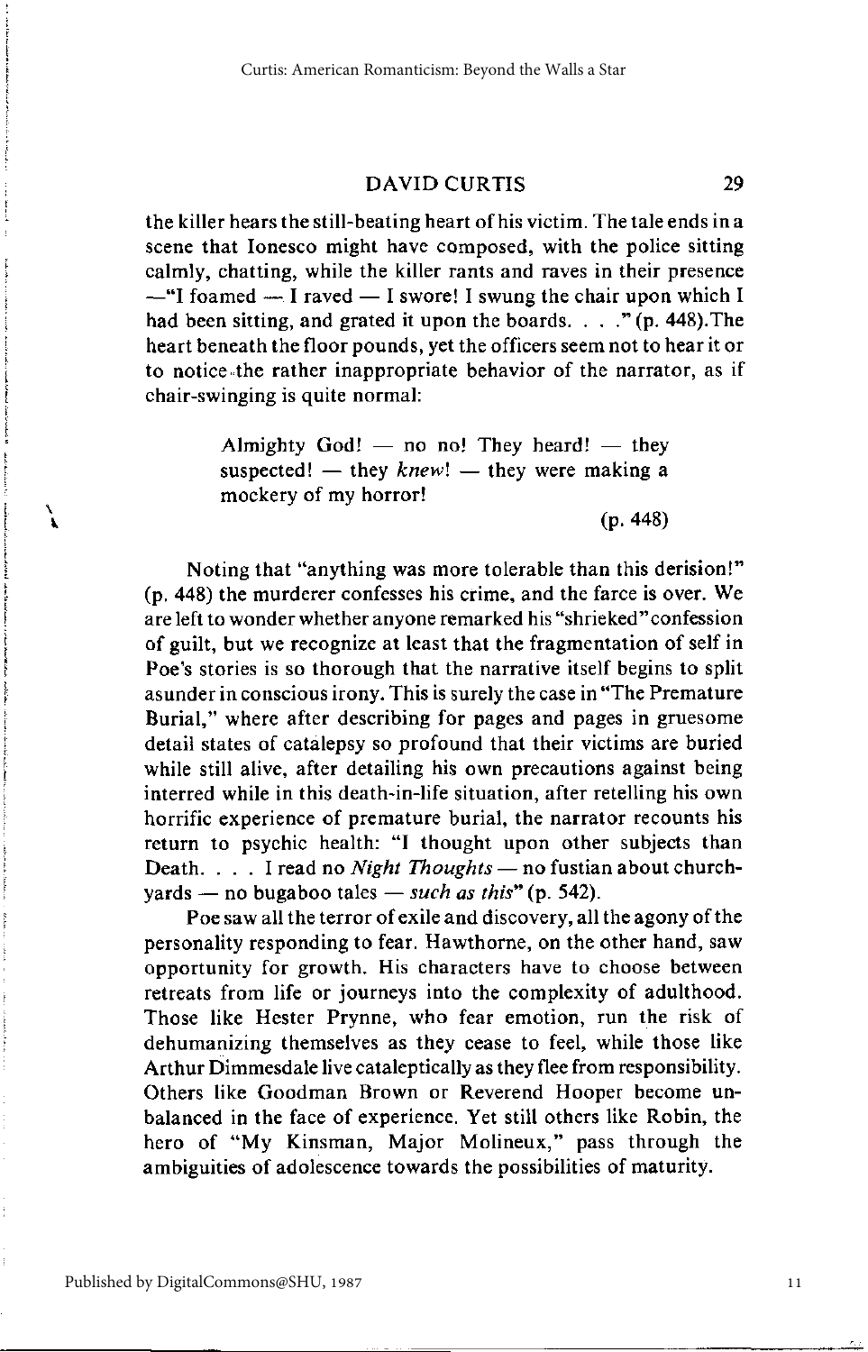the killer hears the still-beating heart of his victim. The tale ends in a scene that Ionesco might have composed, with the police sitting calmly, chatting, while the killer rants and raves in their presence —"I foamed — I raved — I swore! I swung the chair upon which I had been sitting, and grated it upon the boards. . . ." (p. 448).The heart beneath the floor pounds, yet the officers seem not to hear it or to notice the rather inappropriate behavior of the narrator, as if chair-swinging is quite normal:

> Almighty God! — no no! They heard! — they suspected! — they *knew*! — they were making a mockery of my horror!
>
> (p. 448)

Noting that "anything was more tolerable than this derision!" (p. 448) the murderer confesses his crime, and the farce is over. We are left to wonder whether anyone remarked his "shrieked" confession of guilt, but we recognize at least that the fragmentation of self in Poe's stories is so thorough that the narrative itself begins to split asunder in conscious irony. This is surely the case in "The Premature Burial," where after describing for pages and pages in gruesome detail states of catalepsy so profound that their victims are buried while still alive, after detailing his own precautions against being interred while in this death-in-life situation, after retelling his own horrific experience of premature burial, the narrator recounts his return to psychic health: "I thought upon other subjects than Death. . . . I read no *Night Thoughts* — no fustian about church-yards — no bugaboo tales — *such as this*" (p. 542).

Poe saw all the terror of exile and discovery, all the agony of the personality responding to fear. Hawthorne, on the other hand, saw opportunity for growth. His characters have to choose between retreats from life or journeys into the complexity of adulthood. Those like Hester Prynne, who fear emotion, run the risk of dehumanizing themselves as they cease to feel, while those like Arthur Dimmesdale live cataleptically as they flee from responsibility. Others like Goodman Brown or Reverend Hooper become unbalanced in the face of experience. Yet still others like Robin, the hero of "My Kinsman, Major Molineux," pass through the ambiguities of adolescence towards the possibilities of maturity.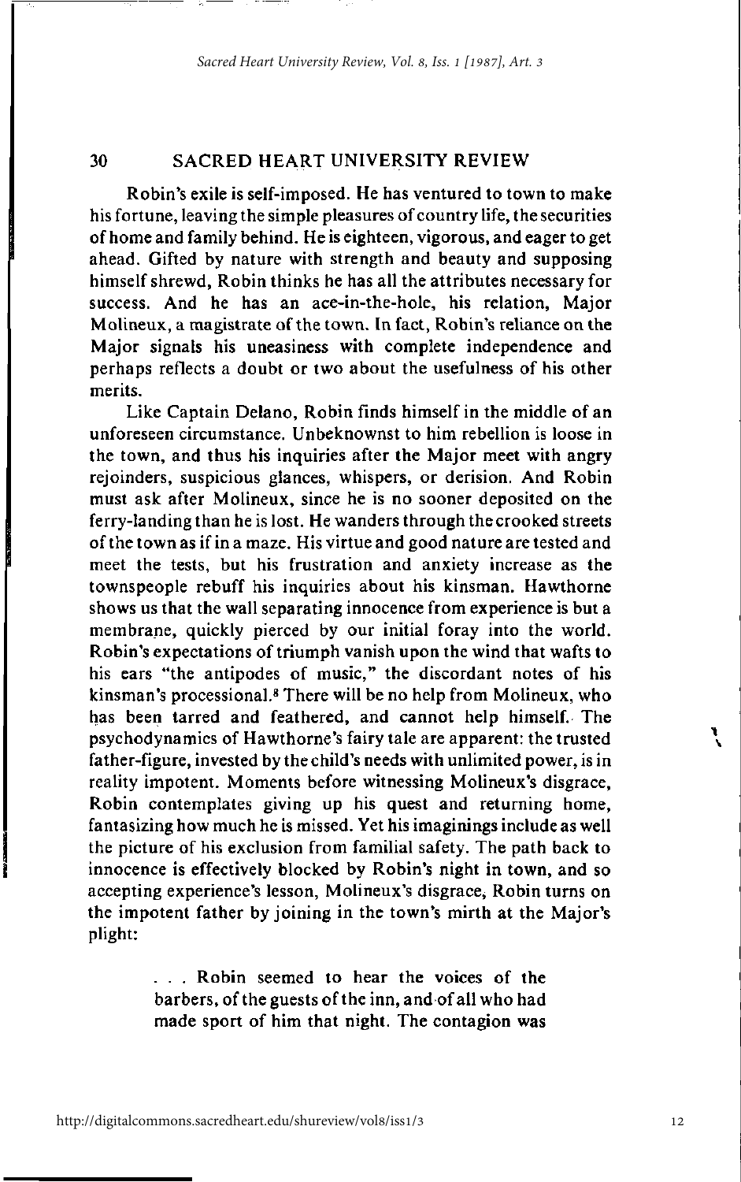Robin's exile is self-imposed. He has ventured to town to make his fortune, leaving the simple pleasures of country life, the securities of home and family behind. He is eighteen, vigorous, and eager to get ahead. Gifted by nature with strength and beauty and supposing himself shrewd, Robin thinks he has all the attributes necessary for success. And he has an ace-in-the-hole, his relation, Major Molineux, a magistrate of the town. In fact, Robin's reliance on the Major signals his uneasiness with complete independence and perhaps reflects a doubt or two about the usefulness of his other merits.

Like Captain Delano, Robin finds himself in the middle of an unforeseen circumstance. Unbeknownst to him rebellion is loose in the town, and thus his inquiries after the Major meet with angry rejoinders, suspicious glances, whispers, or derision. And Robin must ask after Molineux, since he is no sooner deposited on the ferry-landing than he is lost. He wanders through the crooked streets of the town as if in a maze. His virtue and good nature are tested and meet the tests, but his frustration and anxiety increase as the townspeople rebuff his inquiries about his kinsman. Hawthorne shows us that the wall separating innocence from experience is but a membrane, quickly pierced by our initial foray into the world. Robin's expectations of triumph vanish upon the wind that wafts to his ears "the antipodes of music," the discordant notes of his kinsman's processional.[8] There will be no help from Molineux, who has been tarred and feathered, and cannot help himself. The psychodynamics of Hawthorne's fairy tale are apparent: the trusted father-figure, invested by the child's needs with unlimited power, is in reality impotent. Moments before witnessing Molineux's disgrace, Robin contemplates giving up his quest and returning home, fantasizing how much he is missed. Yet his imaginings include as well the picture of his exclusion from familial safety. The path back to innocence is effectively blocked by Robin's night in town, and so accepting experience's lesson, Molineux's disgrace, Robin turns on the impotent father by joining in the town's mirth at the Major's plight:

> . . . Robin seemed to hear the voices of the barbers, of the guests of the inn, and of all who had made sport of him that night. The contagion was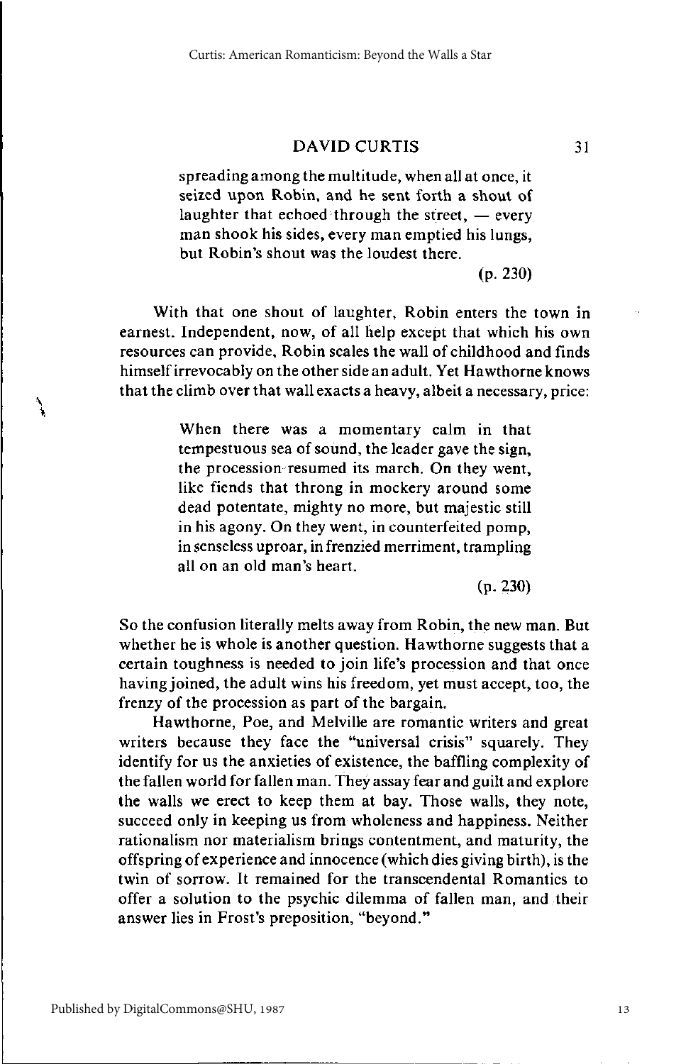> spreading among the multitude, when all at once, it seized upon Robin, and he sent forth a shout of laughter that echoed through the street, — every man shook his sides, every man emptied his lungs, but Robin's shout was the loudest there.
>
> (p. 230)

With that one shout of laughter, Robin enters the town in earnest. Independent, now, of all help except that which his own resources can provide, Robin scales the wall of childhood and finds himself irrevocably on the other side an adult. Yet Hawthorne knows that the climb over that wall exacts a heavy, albeit a necessary, price:

> When there was a momentary calm in that tempestuous sea of sound, the leader gave the sign, the procession resumed its march. On they went, like fiends that throng in mockery around some dead potentate, mighty no more, but majestic still in his agony. On they went, in counterfeited pomp, in senseless uproar, in frenzied merriment, trampling all on an old man's heart.
>
> (p. 230)

So the confusion literally melts away from Robin, the new man. But whether he is whole is another question. Hawthorne suggests that a certain toughness is needed to join life's procession and that once having joined, the adult wins his freedom, yet must accept, too, the frenzy of the procession as part of the bargain.

Hawthorne, Poe, and Melville are romantic writers and great writers because they face the "universal crisis" squarely. They identify for us the anxieties of existence, the baffling complexity of the fallen world for fallen man. They assay fear and guilt and explore the walls we erect to keep them at bay. Those walls, they note, succeed only in keeping us from wholeness and happiness. Neither rationalism nor materialism brings contentment, and maturity, the offspring of experience and innocence (which dies giving birth), is the twin of sorrow. It remained for the transcendental Romantics to offer a solution to the psychic dilemma of fallen man, and their answer lies in Frost's preposition, "beyond."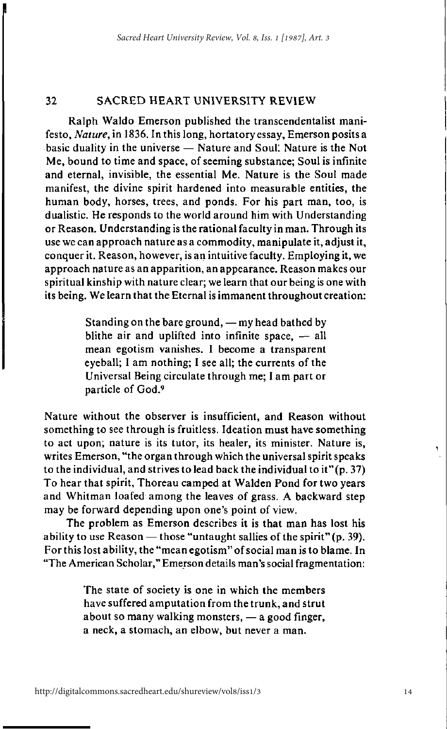Ralph Waldo Emerson published the transcendentalist manifesto, *Nature*, in 1836. In this long, hortatory essay, Emerson posits a basic duality in the universe — Nature and Soul. Nature is the Not Me, bound to time and space, of seeming substance; Soul is infinite and eternal, invisible, the essential Me. Nature is the Soul made manifest, the divine spirit hardened into measurable entities, the human body, horses, trees, and ponds. For his part man, too, is dualistic. He responds to the world around him with Understanding or Reason. Understanding is the rational faculty in man. Through its use we can approach nature as a commodity, manipulate it, adjust it, conquer it. Reason, however, is an intuitive faculty. Employing it, we approach nature as an apparition, an appearance. Reason makes our spiritual kinship with nature clear; we learn that our being is one with its being. We learn that the Eternal is immanent throughout creation:

> Standing on the bare ground, — my head bathed by blithe air and uplifted into infinite space, — all mean egotism vanishes. I become a transparent eyeball; I am nothing; I see all; the currents of the Universal Being circulate through me; I am part or particle of God.[9]

Nature without the observer is insufficient, and Reason without something to see through is fruitless. Ideation must have something to act upon; nature is its tutor, its healer, its minister. Nature is, writes Emerson, "the organ through which the universal spirit speaks to the individual, and strives to lead back the individual to it" (p. 37) To hear that spirit, Thoreau camped at Walden Pond for two years and Whitman loafed among the leaves of grass. A backward step may be forward depending upon one's point of view.

The problem as Emerson describes it is that man has lost his ability to use Reason — those "untaught sallies of the spirit" (p. 39). For this lost ability, the "mean egotism" of social man is to blame. In "The American Scholar," Emerson details man's social fragmentation:

> The state of society is one in which the members have suffered amputation from the trunk, and strut about so many walking monsters, — a good finger, a neck, a stomach, an elbow, but never a man.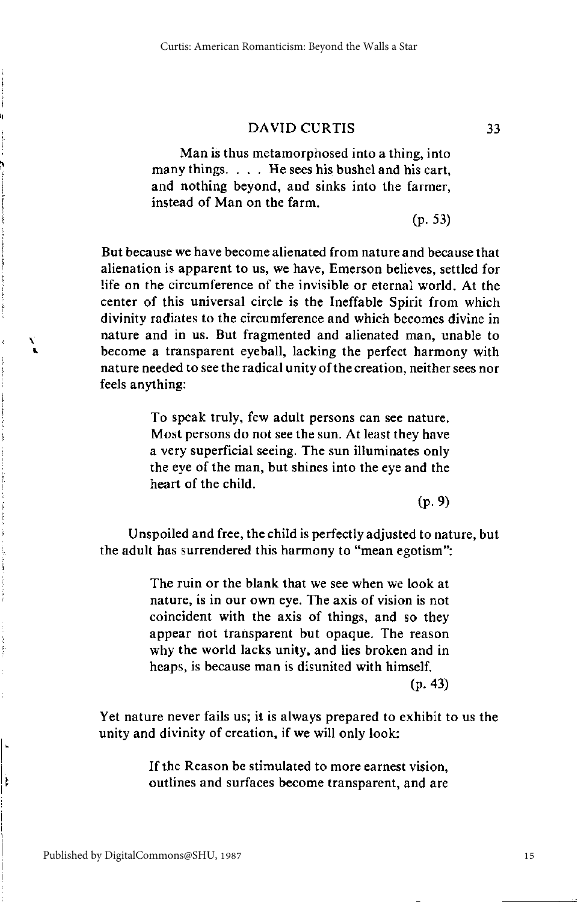> Man is thus metamorphosed into a thing, into many things. . . . He sees his bushel and his cart, and nothing beyond, and sinks into the farmer, instead of Man on the farm.
>
> (p. 53)

But because we have become alienated from nature and because that alienation is apparent to us, we have, Emerson believes, settled for life on the circumference of the invisible or eternal world. At the center of this universal circle is the Ineffable Spirit from which divinity radiates to the circumference and which becomes divine in nature and in us. But fragmented and alienated man, unable to become a transparent eyeball, lacking the perfect harmony with nature needed to see the radical unity of the creation, neither sees nor feels anything:

> To speak truly, few adult persons can see nature. Most persons do not see the sun. At least they have a very superficial seeing. The sun illuminates only the eye of the man, but shines into the eye and the heart of the child.
>
> (p. 9)

Unspoiled and free, the child is perfectly adjusted to nature, but the adult has surrendered this harmony to "mean egotism":

> The ruin or the blank that we see when we look at nature, is in our own eye. The axis of vision is not coincident with the axis of things, and so they appear not transparent but opaque. The reason why the world lacks unity, and lies broken and in heaps, is because man is disunited with himself.
>
> (p. 43)

Yet nature never fails us; it is always prepared to exhibit to us the unity and divinity of creation, if we will only look:

> If the Reason be stimulated to more earnest vision, outlines and surfaces become transparent, and are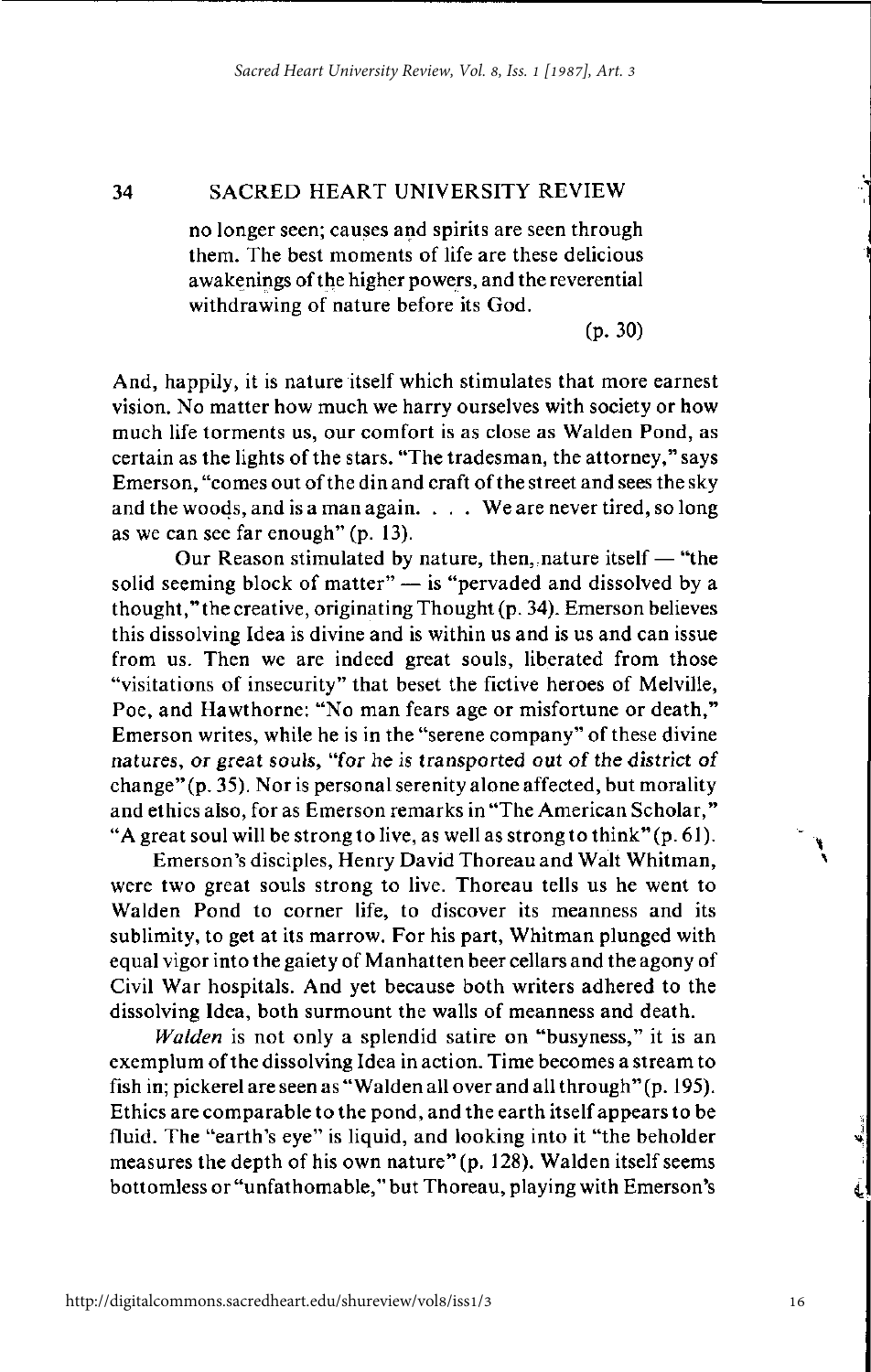no longer seen; causes and spirits are seen through them. The best moments of life are these delicious awakenings of the higher powers, and the reverential withdrawing of nature before its God.

(p. 30)

And, happily, it is nature itself which stimulates that more earnest vision. No matter how much we harry ourselves with society or how much life torments us, our comfort is as close as Walden Pond, as certain as the lights of the stars. "The tradesman, the attorney," says Emerson, "comes out of the din and craft of the street and sees the sky and the woods, and is a man again. . . . We are never tired, so long as we can see far enough" (p. 13).

Our Reason stimulated by nature, then, nature itself — "the solid seeming block of matter" — is "pervaded and dissolved by a thought," the creative, originating Thought (p. 34). Emerson believes this dissolving Idea is divine and is within us and is us and can issue from us. Then we are indeed great souls, liberated from those "visitations of insecurity" that beset the fictive heroes of Melville, Poe, and Hawthorne: "No man fears age or misfortune or death," Emerson writes, while he is in the "serene company" of these divine natures, or great souls, "for he is transported out of the district of change" (p. 35). Nor is personal serenity alone affected, but morality and ethics also, for as Emerson remarks in "The American Scholar," "A great soul will be strong to live, as well as strong to think" (p. 61).

Emerson's disciples, Henry David Thoreau and Walt Whitman, were two great souls strong to live. Thoreau tells us he went to Walden Pond to corner life, to discover its meanness and its sublimity, to get at its marrow. For his part, Whitman plunged with equal vigor into the gaiety of Manhatten beer cellars and the agony of Civil War hospitals. And yet because both writers adhered to the dissolving Idea, both surmount the walls of meanness and death.

*Walden* is not only a splendid satire on "busyness," it is an exemplum of the dissolving Idea in action. Time becomes a stream to fish in; pickerel are seen as "Walden all over and all through" (p. 195). Ethics are comparable to the pond, and the earth itself appears to be fluid. The "earth's eye" is liquid, and looking into it "the beholder measures the depth of his own nature" (p. 128). Walden itself seems bottomless or "unfathomable," but Thoreau, playing with Emerson's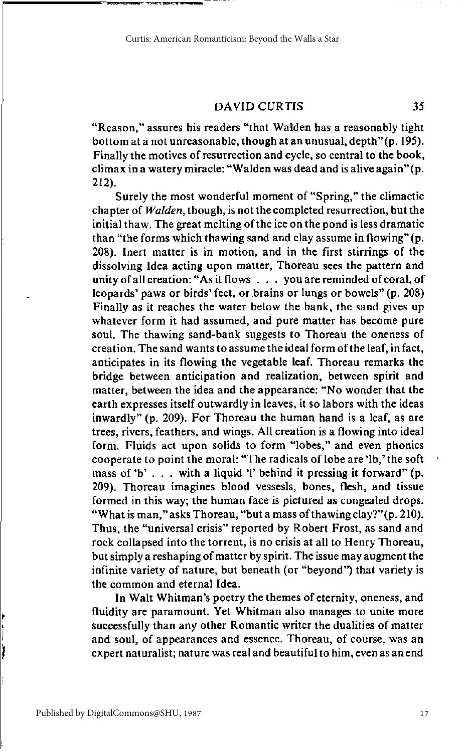"Reason," assures his readers "that Walden has a reasonably tight bottom at a not unreasonable, though at an unusual, depth" (p. 195). Finally the motives of resurrection and cycle, so central to the book, climax in a watery miracle: "Walden was dead and is alive again" (p. 212).

Surely the most wonderful moment of "Spring," the climactic chapter of *Walden*, though, is not the completed resurrection, but the initial thaw. The great melting of the ice on the pond is less dramatic than "the forms which thawing sand and clay assume in flowing" (p. 208). Inert matter is in motion, and in the first stirrings of the dissolving Idea acting upon matter, Thoreau sees the pattern and unity of all creation: "As it flows . . . you are reminded of coral, of leopards' paws or birds' feet, or brains or lungs or bowels" (p. 208) Finally as it reaches the water below the bank, the sand gives up whatever form it had assumed, and pure matter has become pure soul. The thawing sand-bank suggests to Thoreau the oneness of creation. The sand wants to assume the ideal form of the leaf, in fact, anticipates in its flowing the vegetable leaf. Thoreau remarks the bridge between anticipation and realization, between spirit and matter, between the idea and the appearance: "No wonder that the earth expresses itself outwardly in leaves, it so labors with the ideas inwardly" (p. 209). For Thoreau the human hand is a leaf, as are trees, rivers, feathers, and wings. All creation is a flowing into ideal form. Fluids act upon solids to form "lobes," and even phonics cooperate to point the moral: "The radicals of lobe are 'lb,' the soft mass of 'b' . . . with a liquid 'l' behind it pressing it forward" (p. 209). Thoreau imagines blood vessesls, bones, flesh, and tissue formed in this way; the human face is pictured as congealed drops. "What is man," asks Thoreau, "but a mass of thawing clay?" (p. 210). Thus, the "universal crisis" reported by Robert Frost, as sand and rock collapsed into the torrent, is no crisis at all to Henry Thoreau, but simply a reshaping of matter by spirit. The issue may augment the infinite variety of nature, but beneath (or "beyond") that variety is the common and eternal Idea.

In Walt Whitman's poetry the themes of eternity, oneness, and fluidity are paramount. Yet Whitman also manages to unite more successfully than any other Romantic writer the dualities of matter and soul, of appearances and essence. Thoreau, of course, was an expert naturalist; nature was real and beautiful to him, even as an end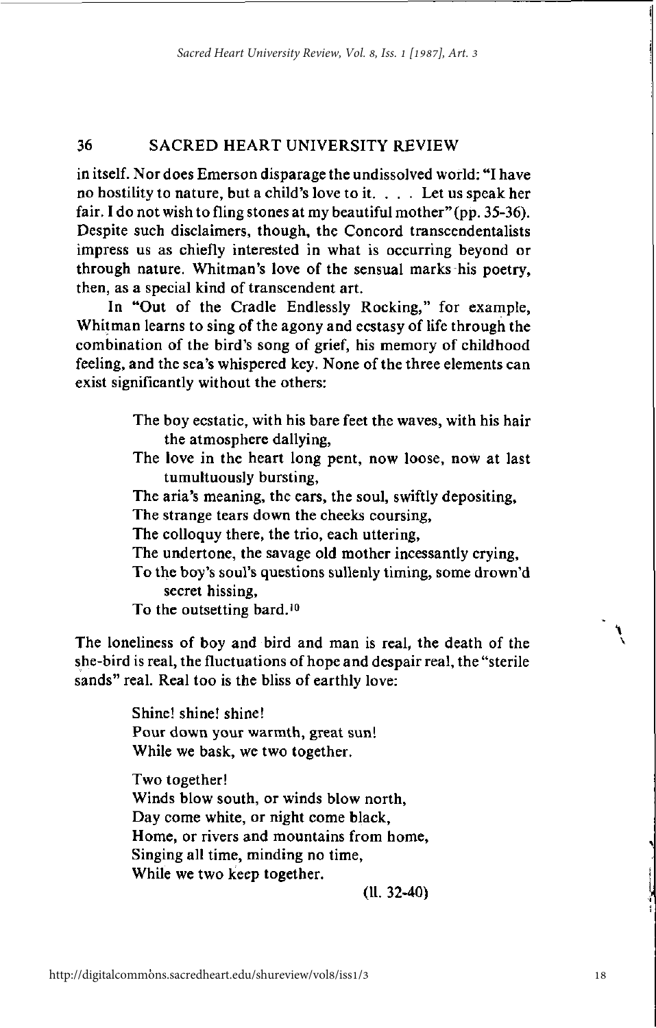in itself. Nor does Emerson disparage the undissolved world: "I have no hostility to nature, but a child's love to it. . . . Let us speak her fair. I do not wish to fling stones at my beautiful mother" (pp. 35-36). Despite such disclaimers, though, the Concord transcendentalists impress us as chiefly interested in what is occurring beyond or through nature. Whitman's love of the sensual marks his poetry, then, as a special kind of transcendent art.

In "Out of the Cradle Endlessly Rocking," for example, Whitman learns to sing of the agony and ecstasy of life through the combination of the bird's song of grief, his memory of childhood feeling, and the sea's whispered key. None of the three elements can exist significantly without the others:

> The boy ecstatic, with his bare feet the waves, with his hair the atmosphere dallying,
> The love in the heart long pent, now loose, now at last tumultuously bursting,
> The aria's meaning, the ears, the soul, swiftly depositing,
> The strange tears down the cheeks coursing,
> The colloquy there, the trio, each uttering,
> The undertone, the savage old mother incessantly crying,
> To the boy's soul's questions sullenly timing, some drown'd secret hissing,
> To the outsetting bard.[10]

The loneliness of boy and bird and man is real, the death of the she-bird is real, the fluctuations of hope and despair real, the "sterile sands" real. Real too is the bliss of earthly love:

> Shine! shine! shine!
> Pour down your warmth, great sun!
> While we bask, we two together.
>
> Two together!
> Winds blow south, or winds blow north,
> Day come white, or night come black,
> Home, or rivers and mountains from home,
> Singing all time, minding no time,
> While we two keep together.
>
> (ll. 32-40)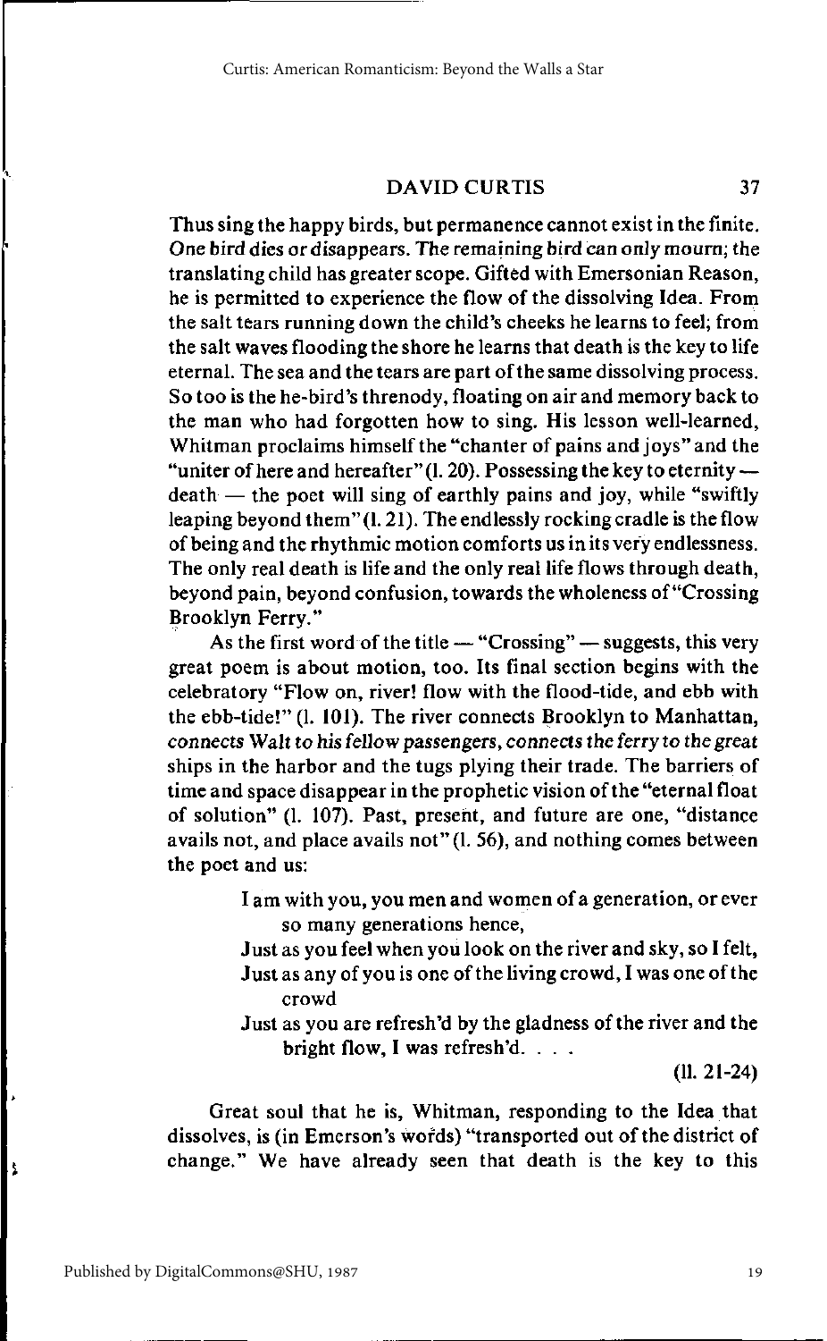Thus sing the happy birds, but permanence cannot exist in the finite. One bird dies or disappears. The remaining bird can only mourn; the translating child has greater scope. Gifted with Emersonian Reason, he is permitted to experience the flow of the dissolving Idea. From the salt tears running down the child's cheeks he learns to feel; from the salt waves flooding the shore he learns that death is the key to life eternal. The sea and the tears are part of the same dissolving process. So too is the he-bird's threnody, floating on air and memory back to the man who had forgotten how to sing. His lesson well-learned, Whitman proclaims himself the "chanter of pains and joys" and the "uniter of here and hereafter" (l. 20). Possessing the key to eternity — death — the poet will sing of earthly pains and joy, while "swiftly leaping beyond them" (l. 21). The endlessly rocking cradle is the flow of being and the rhythmic motion comforts us in its very endlessness. The only real death is life and the only real life flows through death, beyond pain, beyond confusion, towards the wholeness of "Crossing Brooklyn Ferry."

As the first word of the title — "Crossing" — suggests, this very great poem is about motion, too. Its final section begins with the celebratory "Flow on, river! flow with the flood-tide, and ebb with the ebb-tide!" (l. 101). The river connects Brooklyn to Manhattan, connects Walt to his fellow passengers, connects the ferry to the great ships in the harbor and the tugs plying their trade. The barriers of time and space disappear in the prophetic vision of the "eternal float of solution" (l. 107). Past, present, and future are one, "distance avails not, and place avails not" (l. 56), and nothing comes between the poet and us:

> I am with you, you men and women of a generation, or ever so many generations hence,
> Just as you feel when you look on the river and sky, so I felt,
> Just as any of you is one of the living crowd, I was one of the crowd
> Just as you are refresh'd by the gladness of the river and the bright flow, I was refresh'd. . . .
>
> (ll. 21-24)

Great soul that he is, Whitman, responding to the Idea that dissolves, is (in Emerson's words) "transported out of the district of change." We have already seen that death is the key to this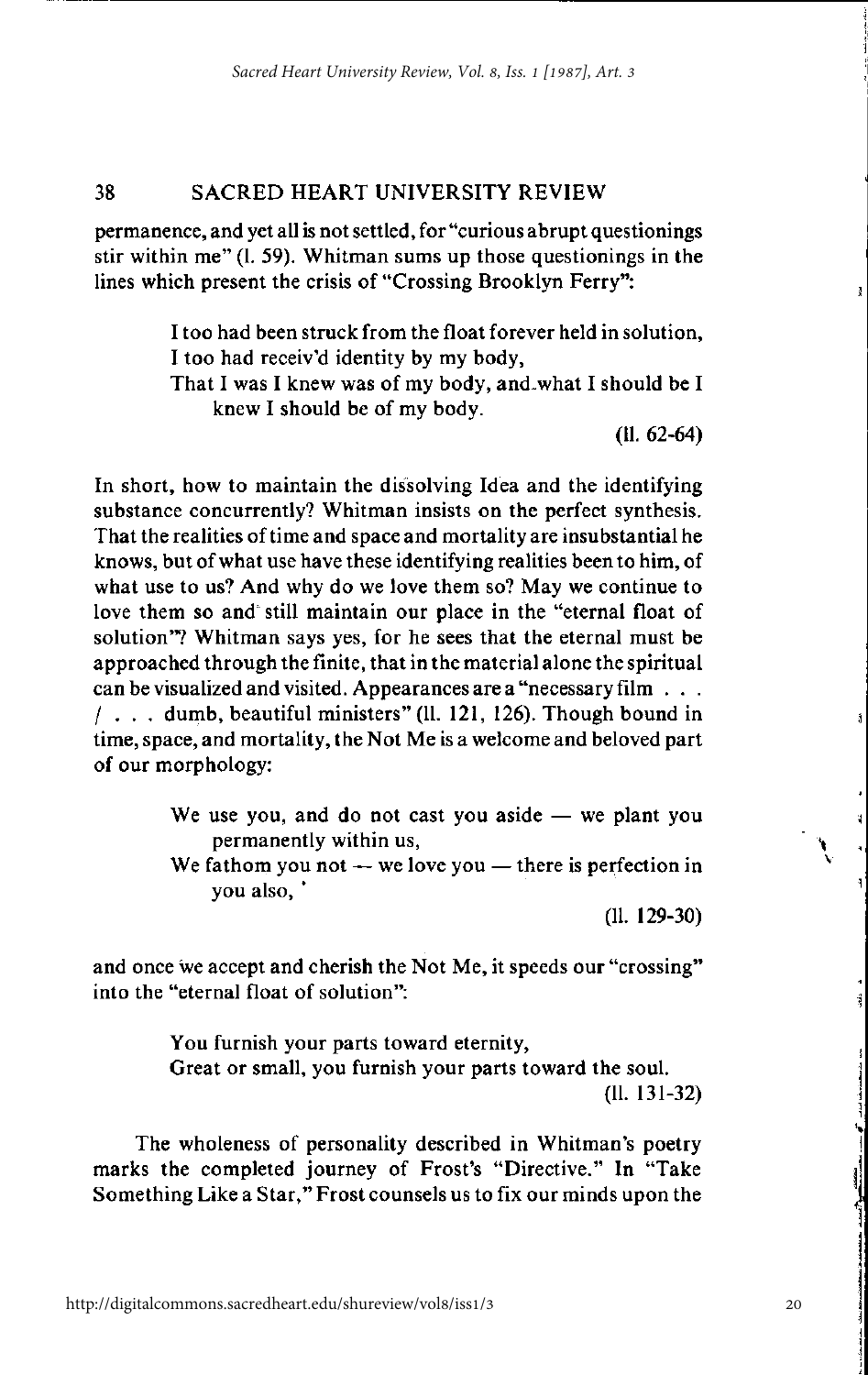permanence, and yet all is not settled, for "curious abrupt questionings stir within me" (l. 59). Whitman sums up those questionings in the lines which present the crisis of "Crossing Brooklyn Ferry":

> I too had been struck from the float forever held in solution,
> I too had receiv'd identity by my body,
> That I was I knew was of my body, and what I should be I
> knew I should be of my body.
>
> (ll. 62-64)

In short, how to maintain the dissolving Idea and the identifying substance concurrently? Whitman insists on the perfect synthesis. That the realities of time and space and mortality are insubstantial he knows, but of what use have these identifying realities been to him, of what use to us? And why do we love them so? May we continue to love them so and still maintain our place in the "eternal float of solution"? Whitman says yes, for he sees that the eternal must be approached through the finite, that in the material alone the spiritual can be visualized and visited. Appearances are a "necessary film . . . / . . . dumb, beautiful ministers" (ll. 121, 126). Though bound in time, space, and mortality, the Not Me is a welcome and beloved part of our morphology:

> We use you, and do not cast you aside — we plant you
> permanently within us,
> We fathom you not — we love you — there is perfection in
> you also,
>
> (ll. 129-30)

and once we accept and cherish the Not Me, it speeds our "crossing" into the "eternal float of solution":

> You furnish your parts toward eternity,
> Great or small, you furnish your parts toward the soul.
>
> (ll. 131-32)

The wholeness of personality described in Whitman's poetry marks the completed journey of Frost's "Directive." In "Take Something Like a Star," Frost counsels us to fix our minds upon the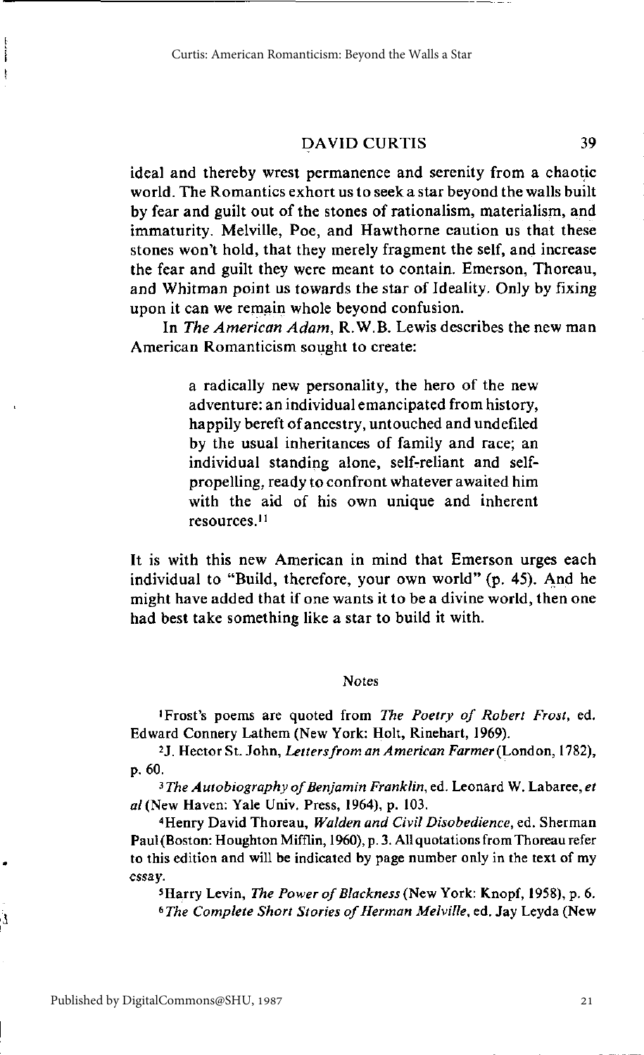ideal and thereby wrest permanence and serenity from a chaotic world. The Romantics exhort us to seek a star beyond the walls built by fear and guilt out of the stones of rationalism, materialism, and immaturity. Melville, Poe, and Hawthorne caution us that these stones won't hold, that they merely fragment the self, and increase the fear and guilt they were meant to contain. Emerson, Thoreau, and Whitman point us towards the star of Ideality. Only by fixing upon it can we remain whole beyond confusion.

In *The American Adam*, R.W.B. Lewis describes the new man American Romanticism sought to create:

> a radically new personality, the hero of the new adventure: an individual emancipated from history, happily bereft of ancestry, untouched and undefiled by the usual inheritances of family and race; an individual standing alone, self-reliant and self-propelling, ready to confront whatever awaited him with the aid of his own unique and inherent resources.[11]

It is with this new American in mind that Emerson urges each individual to "Build, therefore, your own world" (p. 45). And he might have added that if one wants it to be a divine world, then one had best take something like a star to build it with.

## Notes

[1]Frost's poems are quoted from *The Poetry of Robert Frost*, ed. Edward Connery Lathem (New York: Holt, Rinehart, 1969).

[2]J. Hector St. John, *Letters from an American Farmer* (London, 1782), p. 60.

[3]*The Autobiography of Benjamin Franklin*, ed. Leonard W. Labaree, *et al* (New Haven: Yale Univ. Press, 1964), p. 103.

[4]Henry David Thoreau, *Walden and Civil Disobedience*, ed. Sherman Paul (Boston: Houghton Mifflin, 1960), p. 3. All quotations from Thoreau refer to this edition and will be indicated by page number only in the text of my essay.

[5]Harry Levin, *The Power of Blackness* (New York: Knopf, 1958), p. 6.

[6]*The Complete Short Stories of Herman Melville*, ed. Jay Leyda (New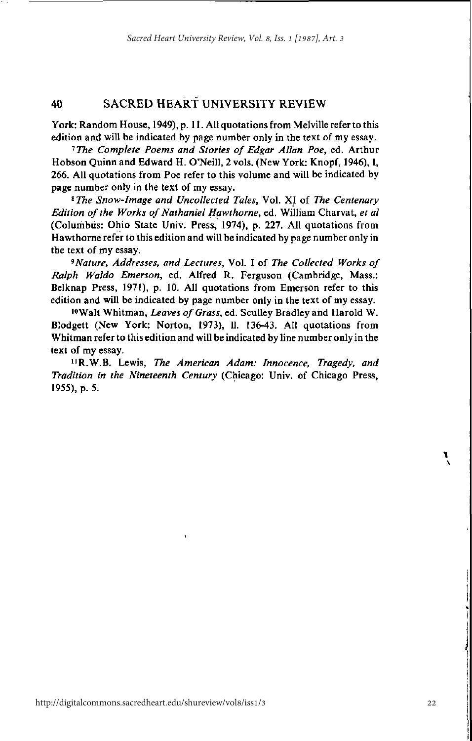York: Random House, 1949), p. 11. All quotations from Melville refer to this edition and will be indicated by page number only in the text of my essay.

[7] *The Complete Poems and Stories of Edgar Allan Poe*, ed. Arthur Hobson Quinn and Edward H. O'Neill, 2 vols. (New York: Knopf, 1946), I, 266. All quotations from Poe refer to this volume and will be indicated by page number only in the text of my essay.

[8] *The Snow-Image and Uncollected Tales*, Vol. XI of *The Centenary Edition of the Works of Nathaniel Hawthorne*, ed. William Charvat, *et al* (Columbus: Ohio State Univ. Press, 1974), p. 227. All quotations from Hawthorne refer to this edition and will be indicated by page number only in the text of my essay.

[9] *Nature, Addresses, and Lectures*, Vol. I of *The Collected Works of Ralph Waldo Emerson*, ed. Alfred R. Ferguson (Cambridge, Mass.: Belknap Press, 1971), p. 10. All quotations from Emerson refer to this edition and will be indicated by page number only in the text of my essay.

[10] Walt Whitman, *Leaves of Grass*, ed. Sculley Bradley and Harold W. Blodgett (New York: Norton, 1973), ll. 136-43. All quotations from Whitman refer to this edition and will be indicated by line number only in the text of my essay.

[11] R.W.B. Lewis, *The American Adam: Innocence, Tragedy, and Tradition in the Nineteenth Century* (Chicago: Univ. of Chicago Press, 1955), p. 5.